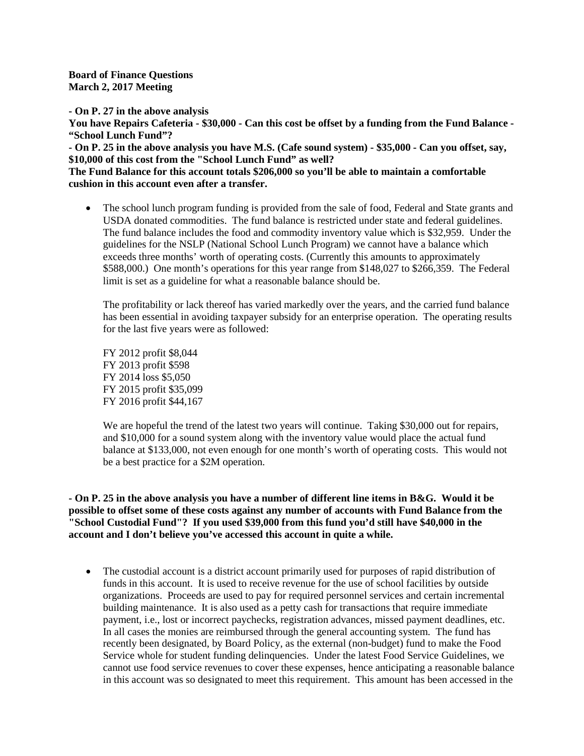**Board of Finance Questions**
**March 2, 2017 Meeting**

**- On P. 27 in the above analysis**
**You have Repairs Cafeteria - $30,000 - Can this cost be offset by a funding from the Fund Balance - "School Lunch Fund"?**
**- On P. 25 in the above analysis you have M.S. (Cafe sound system) - $35,000 - Can you offset, say, $10,000 of this cost from the "School Lunch Fund" as well?**
**The Fund Balance for this account totals $206,000 so you'll be able to maintain a comfortable cushion in this account even after a transfer.**

- The school lunch program funding is provided from the sale of food, Federal and State grants and USDA donated commodities. The fund balance is restricted under state and federal guidelines. The fund balance includes the food and commodity inventory value which is $32,959. Under the guidelines for the NSLP (National School Lunch Program) we cannot have a balance which exceeds three months' worth of operating costs. (Currently this amounts to approximately $588,000.) One month's operations for this year range from $148,027 to $266,359. The Federal limit is set as a guideline for what a reasonable balance should be.

  The profitability or lack thereof has varied markedly over the years, and the carried fund balance has been essential in avoiding taxpayer subsidy for an enterprise operation. The operating results for the last five years were as followed:

  FY 2012 profit $8,044
  FY 2013 profit $598
  FY 2014 loss $5,050
  FY 2015 profit $35,099
  FY 2016 profit $44,167

  We are hopeful the trend of the latest two years will continue. Taking $30,000 out for repairs, and $10,000 for a sound system along with the inventory value would place the actual fund balance at $133,000, not even enough for one month's worth of operating costs. This would not be a best practice for a $2M operation.

**- On P. 25 in the above analysis you have a number of different line items in B&G. Would it be possible to offset some of these costs against any number of accounts with Fund Balance from the "School Custodial Fund"? If you used $39,000 from this fund you'd still have $40,000 in the account and I don't believe you've accessed this account in quite a while.**

- The custodial account is a district account primarily used for purposes of rapid distribution of funds in this account. It is used to receive revenue for the use of school facilities by outside organizations. Proceeds are used to pay for required personnel services and certain incremental building maintenance. It is also used as a petty cash for transactions that require immediate payment, i.e., lost or incorrect paychecks, registration advances, missed payment deadlines, etc. In all cases the monies are reimbursed through the general accounting system. The fund has recently been designated, by Board Policy, as the external (non-budget) fund to make the Food Service whole for student funding delinquencies. Under the latest Food Service Guidelines, we cannot use food service revenues to cover these expenses, hence anticipating a reasonable balance in this account was so designated to meet this requirement. This amount has been accessed in the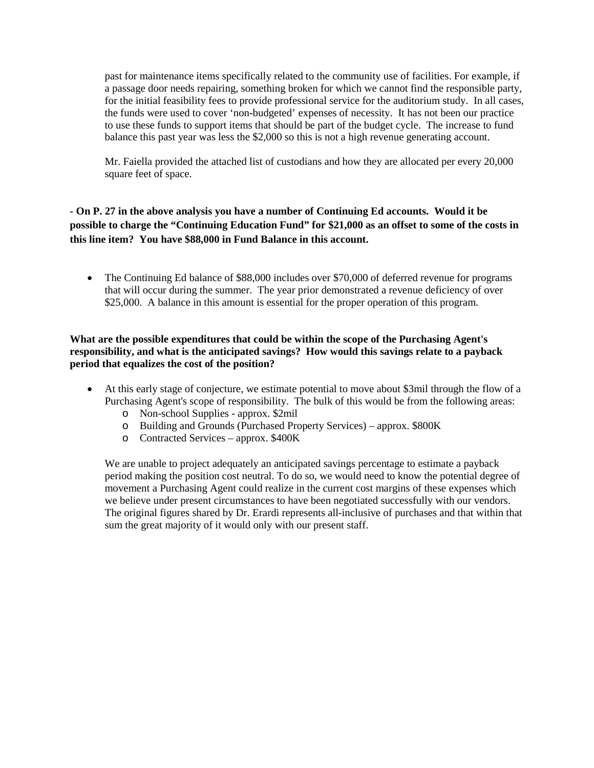past for maintenance items specifically related to the community use of facilities. For example, if a passage door needs repairing, something broken for which we cannot find the responsible party, for the initial feasibility fees to provide professional service for the auditorium study. In all cases, the funds were used to cover 'non-budgeted' expenses of necessity. It has not been our practice to use these funds to support items that should be part of the budget cycle. The increase to fund balance this past year was less the $2,000 so this is not a high revenue generating account.

Mr. Faiella provided the attached list of custodians and how they are allocated per every 20,000 square feet of space.

**- On P. 27 in the above analysis you have a number of Continuing Ed accounts. Would it be possible to charge the "Continuing Education Fund" for $21,000 as an offset to some of the costs in this line item? You have $88,000 in Fund Balance in this account.**

- The Continuing Ed balance of $88,000 includes over $70,000 of deferred revenue for programs that will occur during the summer. The year prior demonstrated a revenue deficiency of over $25,000. A balance in this amount is essential for the proper operation of this program.

**What are the possible expenditures that could be within the scope of the Purchasing Agent's responsibility, and what is the anticipated savings? How would this savings relate to a payback period that equalizes the cost of the position?**

- At this early stage of conjecture, we estimate potential to move about $3mil through the flow of a Purchasing Agent's scope of responsibility. The bulk of this would be from the following areas:
  - Non-school Supplies - approx. $2mil
  - Building and Grounds (Purchased Property Services) – approx. $800K
  - Contracted Services – approx. $400K

  We are unable to project adequately an anticipated savings percentage to estimate a payback period making the position cost neutral. To do so, we would need to know the potential degree of movement a Purchasing Agent could realize in the current cost margins of these expenses which we believe under present circumstances to have been negotiated successfully with our vendors. The original figures shared by Dr. Erardi represents all-inclusive of purchases and that within that sum the great majority of it would only with our present staff.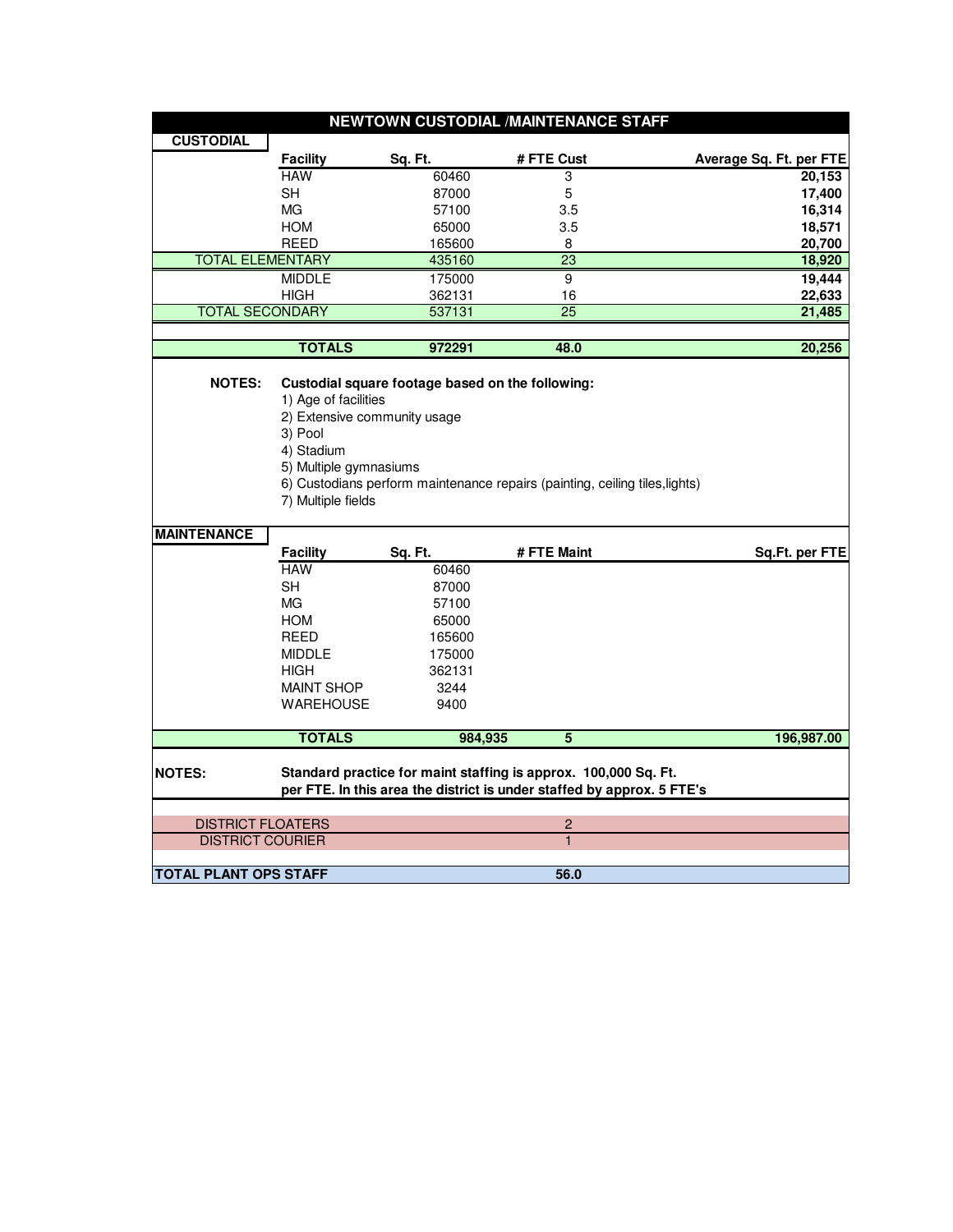# NEWTOWN CUSTODIAL /MAINTENANCE STAFF

## CUSTODIAL

| | Facility | Sq. Ft. | # FTE Cust | Average Sq. Ft. per FTE |
|---|---|---|---|---|
| | HAW | 60460 | 3 | **20,153** |
| | SH | 87000 | 5 | **17,400** |
| | MG | 57100 | 3.5 | **16,314** |
| | HOM | 65000 | 3.5 | **18,571** |
| | REED | 165600 | 8 | **20,700** |
| TOTAL ELEMENTARY | | 435160 | 23 | **18,920** |
| | MIDDLE | 175000 | 9 | **19,444** |
| | HIGH | 362131 | 16 | **22,633** |
| TOTAL SECONDARY | | 537131 | 25 | **21,485** |
| | **TOTALS** | **972291** | **48.0** | **20,256** |

**NOTES:** **Custodial square footage based on the following:**

1) Age of facilities
2) Extensive community usage
3) Pool
4) Stadium
5) Multiple gymnasiums
6) Custodians perform maintenance repairs (painting, ceiling tiles,lights)
7) Multiple fields

## MAINTENANCE

| Facility | Sq. Ft. | # FTE Maint | Sq.Ft. per FTE |
|---|---|---|---|
| HAW | 60460 | | |
| SH | 87000 | | |
| MG | 57100 | | |
| HOM | 65000 | | |
| REED | 165600 | | |
| MIDDLE | 175000 | | |
| HIGH | 362131 | | |
| MAINT SHOP | 3244 | | |
| WAREHOUSE | 9400 | | |
| **TOTALS** | **984,935** | **5** | **196,987.00** |

**NOTES:** **Standard practice for maint staffing is approx. 100,000 Sq. Ft. per FTE. In this area the district is under staffed by approx. 5 FTE's**

| | |
|---|---|
| DISTRICT FLOATERS | 2 |
| DISTRICT COURIER | 1 |
| **TOTAL PLANT OPS STAFF** | **56.0** |